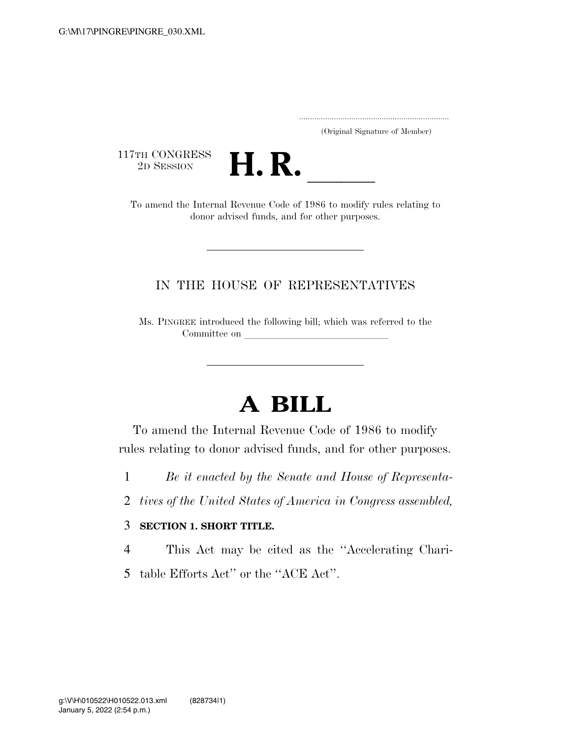G:\M\17\PINGRE\PINGRE_030.XML

.....................................................................
(Original Signature of Member)

117TH CONGRESS
2D SESSION

# H. R. ______

To amend the Internal Revenue Code of 1986 to modify rules relating to donor advised funds, and for other purposes.

---

IN THE HOUSE OF REPRESENTATIVES

Ms. PINGREE introduced the following bill; which was referred to the Committee on ______________________________

---

# A BILL

To amend the Internal Revenue Code of 1986 to modify rules relating to donor advised funds, and for other purposes.

1 *Be it enacted by the Senate and House of Representa-*
2 *tives of the United States of America in Congress assembled,*

3 **SECTION 1. SHORT TITLE.**

4 This Act may be cited as the ''Accelerating Chari-
5 table Efforts Act'' or the ''ACE Act''.

g:\V\H\010522\H010522.013.xml (828734|1)
January 5, 2022 (2:54 p.m.)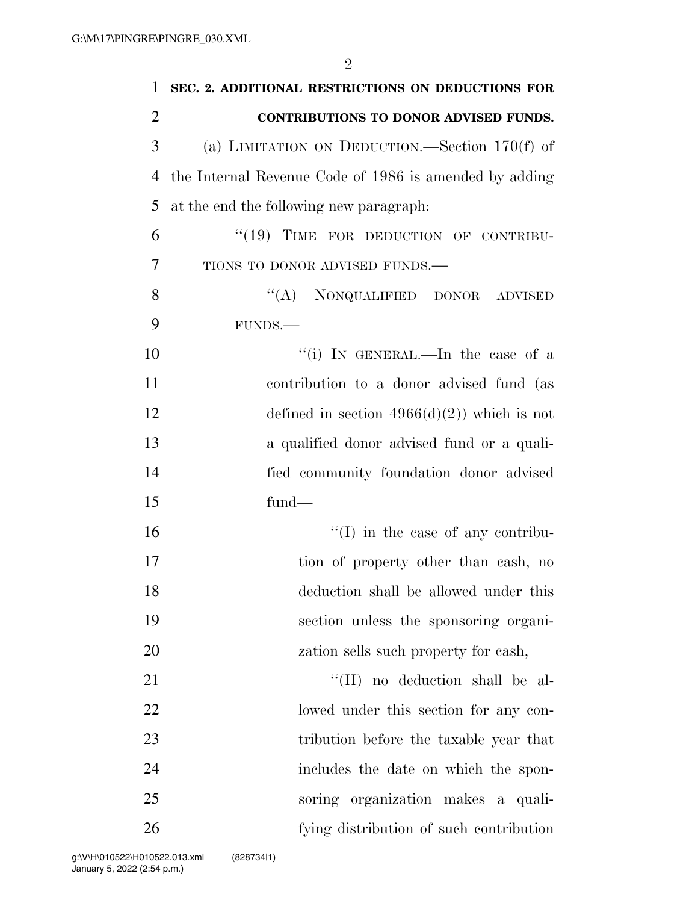**SEC. 2. ADDITIONAL RESTRICTIONS ON DEDUCTIONS FOR CONTRIBUTIONS TO DONOR ADVISED FUNDS.**

(a) LIMITATION ON DEDUCTION.—Section 170(f) of the Internal Revenue Code of 1986 is amended by adding at the end the following new paragraph:

"(19) TIME FOR DEDUCTION OF CONTRIBUTIONS TO DONOR ADVISED FUNDS.—

"(A) NONQUALIFIED DONOR ADVISED FUNDS.—

"(i) IN GENERAL.—In the case of a contribution to a donor advised fund (as defined in section 4966(d)(2)) which is not a qualified donor advised fund or a qualified community foundation donor advised fund—

"(I) in the case of any contribution of property other than cash, no deduction shall be allowed under this section unless the sponsoring organization sells such property for cash,

"(II) no deduction shall be allowed under this section for any contribution before the taxable year that includes the date on which the sponsoring organization makes a qualifying distribution of such contribution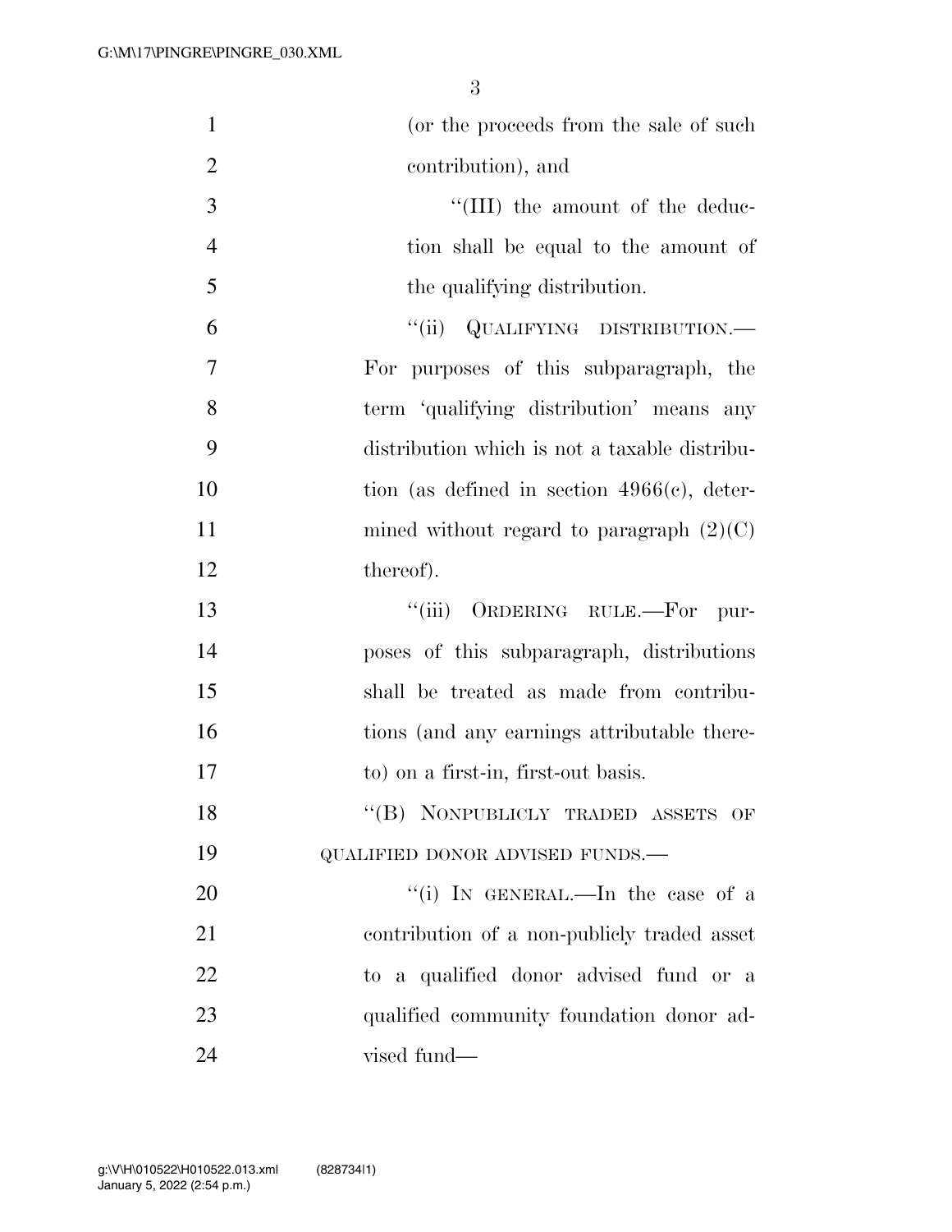(or the proceeds from the sale of such contribution), and

"(III) the amount of the deduction shall be equal to the amount of the qualifying distribution.

"(ii) QUALIFYING DISTRIBUTION.—For purposes of this subparagraph, the term 'qualifying distribution' means any distribution which is not a taxable distribution (as defined in section 4966(c), determined without regard to paragraph (2)(C) thereof).

"(iii) ORDERING RULE.—For purposes of this subparagraph, distributions shall be treated as made from contributions (and any earnings attributable thereto) on a first-in, first-out basis.

"(B) NONPUBLICLY TRADED ASSETS OF QUALIFIED DONOR ADVISED FUNDS.—

"(i) IN GENERAL.—In the case of a contribution of a non-publicly traded asset to a qualified donor advised fund or a qualified community foundation donor advised fund—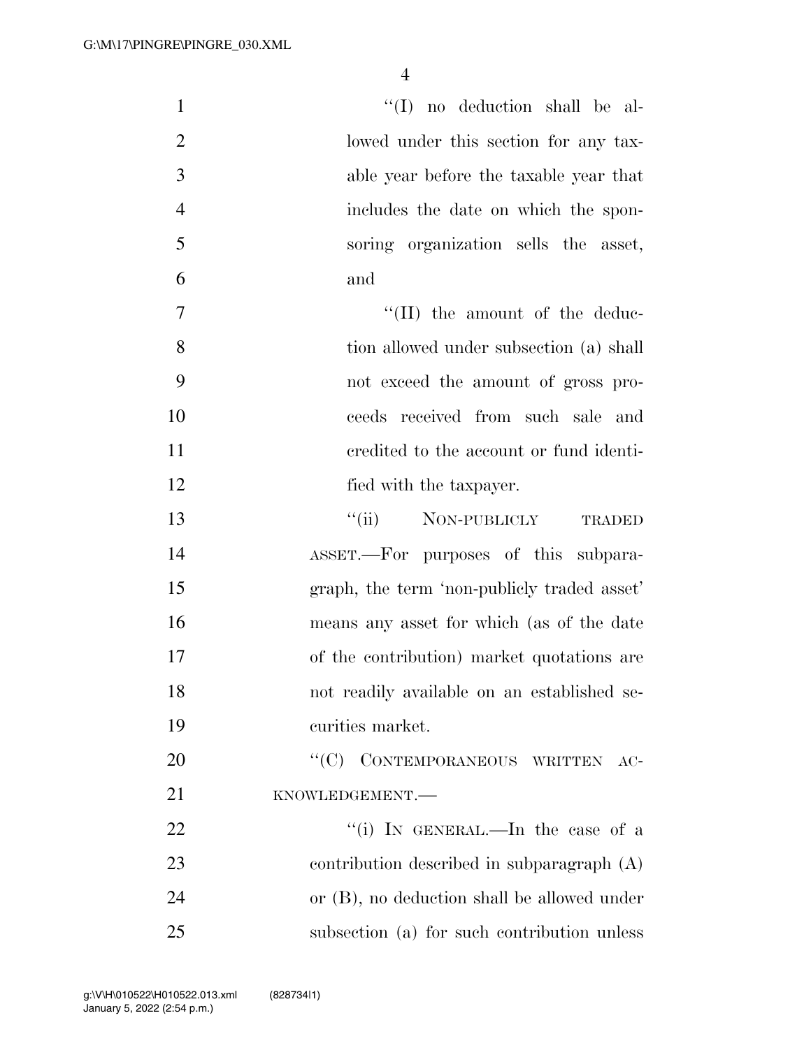"(I) no deduction shall be allowed under this section for any taxable year before the taxable year that includes the date on which the sponsoring organization sells the asset, and

"(II) the amount of the deduction allowed under subsection (a) shall not exceed the amount of gross proceeds received from such sale and credited to the account or fund identified with the taxpayer.

"(ii) NON-PUBLICLY TRADED ASSET.—For purposes of this subparagraph, the term 'non-publicly traded asset' means any asset for which (as of the date of the contribution) market quotations are not readily available on an established securities market.

"(C) CONTEMPORANEOUS WRITTEN ACKNOWLEDGEMENT.—

"(i) IN GENERAL.—In the case of a contribution described in subparagraph (A) or (B), no deduction shall be allowed under subsection (a) for such contribution unless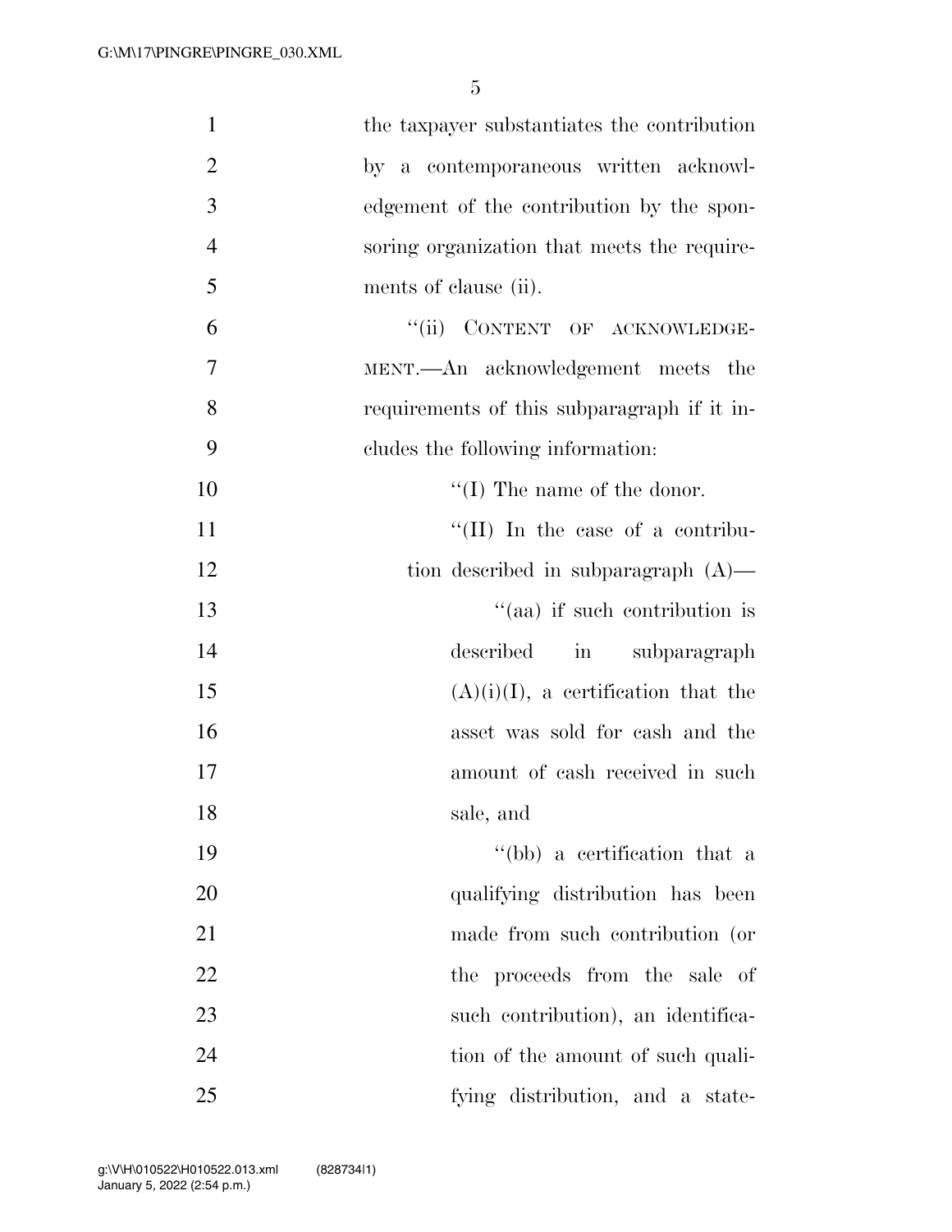the taxpayer substantiates the contribution by a contemporaneous written acknowledgement of the contribution by the sponsoring organization that meets the requirements of clause (ii).

"(ii) CONTENT OF ACKNOWLEDGEMENT.—An acknowledgement meets the requirements of this subparagraph if it includes the following information:

"(I) The name of the donor.

"(II) In the case of a contribution described in subparagraph (A)—

"(aa) if such contribution is described in subparagraph (A)(i)(I), a certification that the asset was sold for cash and the amount of cash received in such sale, and

"(bb) a certification that a qualifying distribution has been made from such contribution (or the proceeds from the sale of such contribution), an identification of the amount of such qualifying distribution, and a state-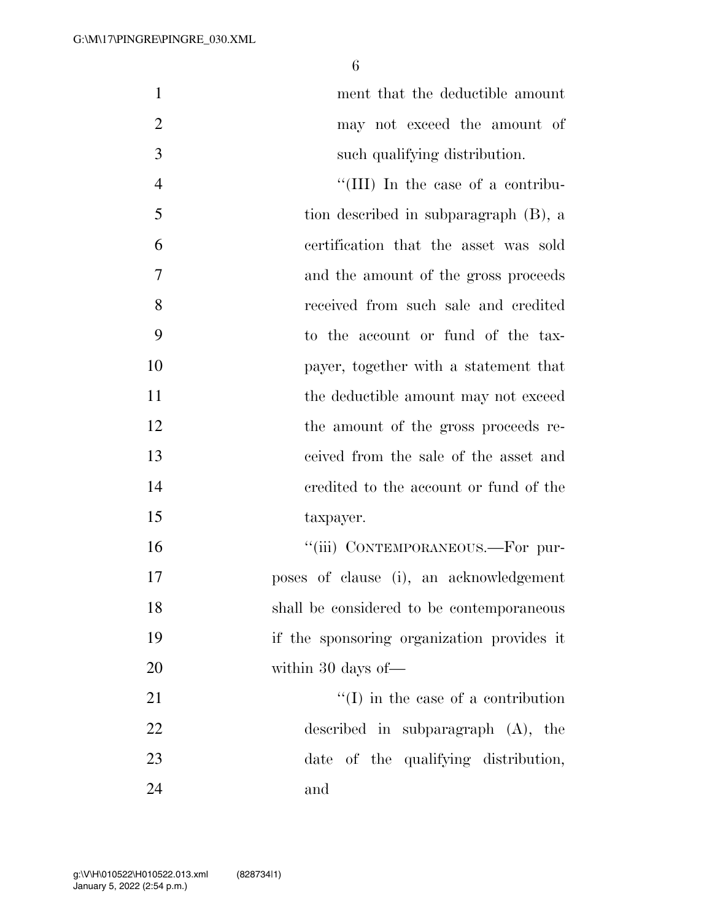ment that the deductible amount may not exceed the amount of such qualifying distribution.

"(III) In the case of a contribution described in subparagraph (B), a certification that the asset was sold and the amount of the gross proceeds received from such sale and credited to the account or fund of the taxpayer, together with a statement that the deductible amount may not exceed the amount of the gross proceeds received from the sale of the asset and credited to the account or fund of the taxpayer.

"(iii) CONTEMPORANEOUS.—For purposes of clause (i), an acknowledgement shall be considered to be contemporaneous if the sponsoring organization provides it within 30 days of—

"(I) in the case of a contribution described in subparagraph (A), the date of the qualifying distribution, and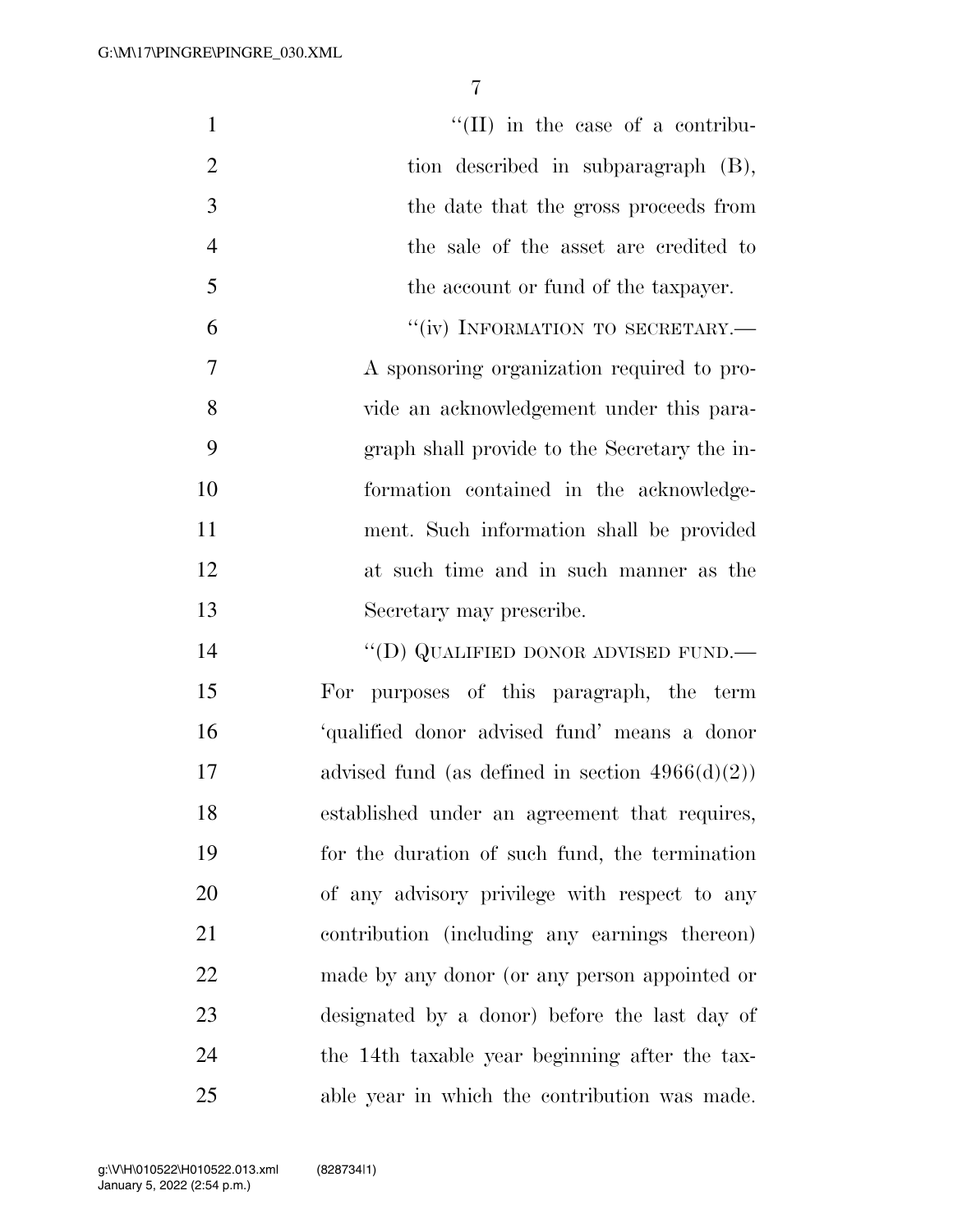"(II) in the case of a contribution described in subparagraph (B), the date that the gross proceeds from the sale of the asset are credited to the account or fund of the taxpayer.

"(iv) INFORMATION TO SECRETARY.—A sponsoring organization required to provide an acknowledgement under this paragraph shall provide to the Secretary the information contained in the acknowledgement. Such information shall be provided at such time and in such manner as the Secretary may prescribe.

"(D) QUALIFIED DONOR ADVISED FUND.—For purposes of this paragraph, the term 'qualified donor advised fund' means a donor advised fund (as defined in section 4966(d)(2)) established under an agreement that requires, for the duration of such fund, the termination of any advisory privilege with respect to any contribution (including any earnings thereon) made by any donor (or any person appointed or designated by a donor) before the last day of the 14th taxable year beginning after the taxable year in which the contribution was made.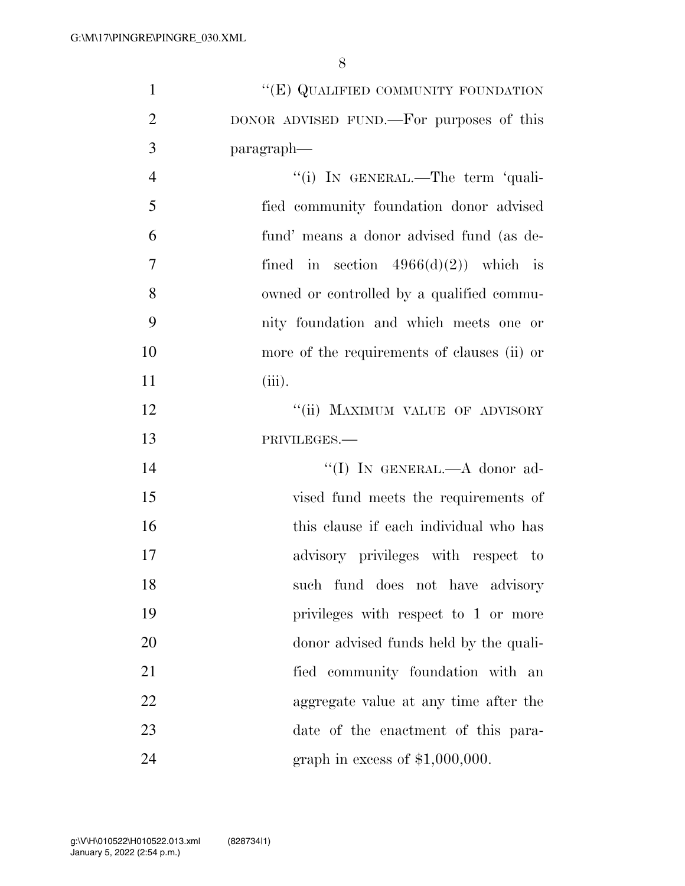"(E) QUALIFIED COMMUNITY FOUNDATION DONOR ADVISED FUND.—For purposes of this paragraph—

"(i) IN GENERAL.—The term 'qualified community foundation donor advised fund' means a donor advised fund (as defined in section 4966(d)(2)) which is owned or controlled by a qualified community foundation and which meets one or more of the requirements of clauses (ii) or (iii).

"(ii) MAXIMUM VALUE OF ADVISORY PRIVILEGES.—

"(I) IN GENERAL.—A donor advised fund meets the requirements of this clause if each individual who has advisory privileges with respect to such fund does not have advisory privileges with respect to 1 or more donor advised funds held by the qualified community foundation with an aggregate value at any time after the date of the enactment of this paragraph in excess of $1,000,000.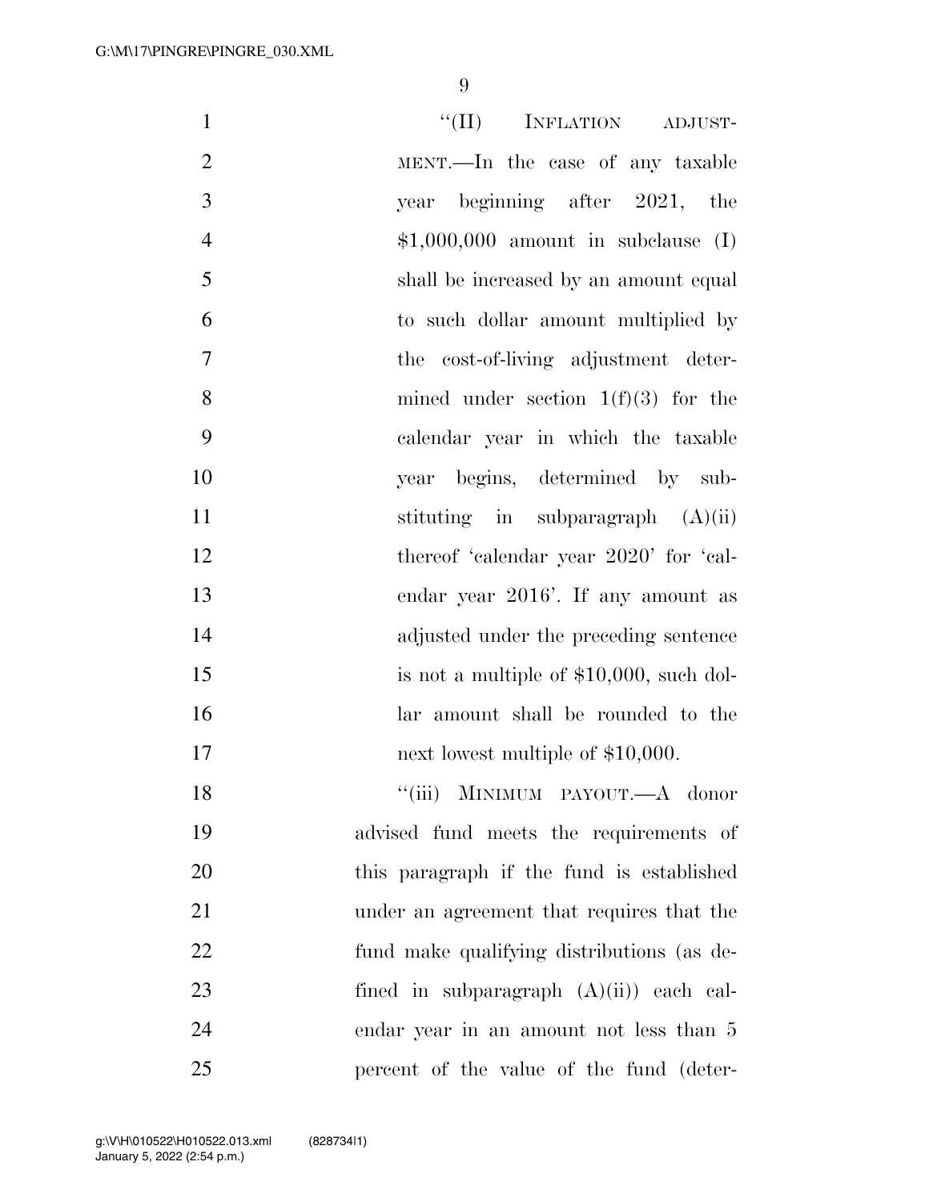"(II) INFLATION ADJUSTMENT.—In the case of any taxable year beginning after 2021, the $1,000,000 amount in subclause (I) shall be increased by an amount equal to such dollar amount multiplied by the cost-of-living adjustment determined under section 1(f)(3) for the calendar year in which the taxable year begins, determined by substituting in subparagraph (A)(ii) thereof 'calendar year 2020' for 'calendar year 2016'. If any amount as adjusted under the preceding sentence is not a multiple of $10,000, such dollar amount shall be rounded to the next lowest multiple of $10,000.

"(iii) MINIMUM PAYOUT.—A donor advised fund meets the requirements of this paragraph if the fund is established under an agreement that requires that the fund make qualifying distributions (as defined in subparagraph (A)(ii)) each calendar year in an amount not less than 5 percent of the value of the fund (deter-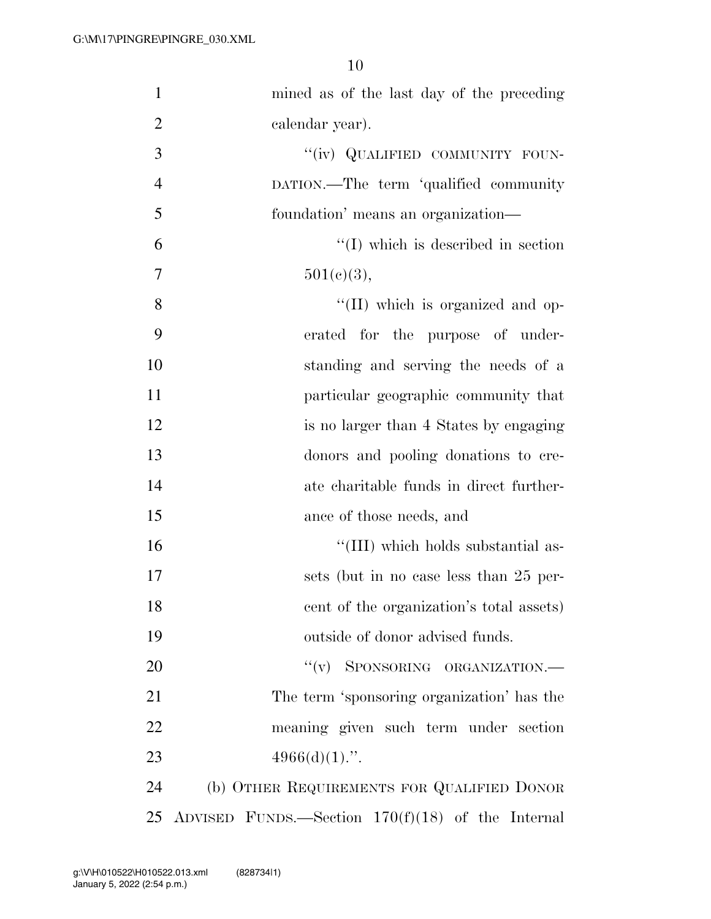mined as of the last day of the preceding calendar year).

"(iv) QUALIFIED COMMUNITY FOUNDATION.—The term 'qualified community foundation' means an organization—

"(I) which is described in section 501(c)(3),

"(II) which is organized and operated for the purpose of understanding and serving the needs of a particular geographic community that is no larger than 4 States by engaging donors and pooling donations to create charitable funds in direct furtherance of those needs, and

"(III) which holds substantial assets (but in no case less than 25 percent of the organization's total assets) outside of donor advised funds.

"(v) SPONSORING ORGANIZATION.—The term 'sponsoring organization' has the meaning given such term under section 4966(d)(1).".

(b) OTHER REQUIREMENTS FOR QUALIFIED DONOR ADVISED FUNDS.—Section 170(f)(18) of the Internal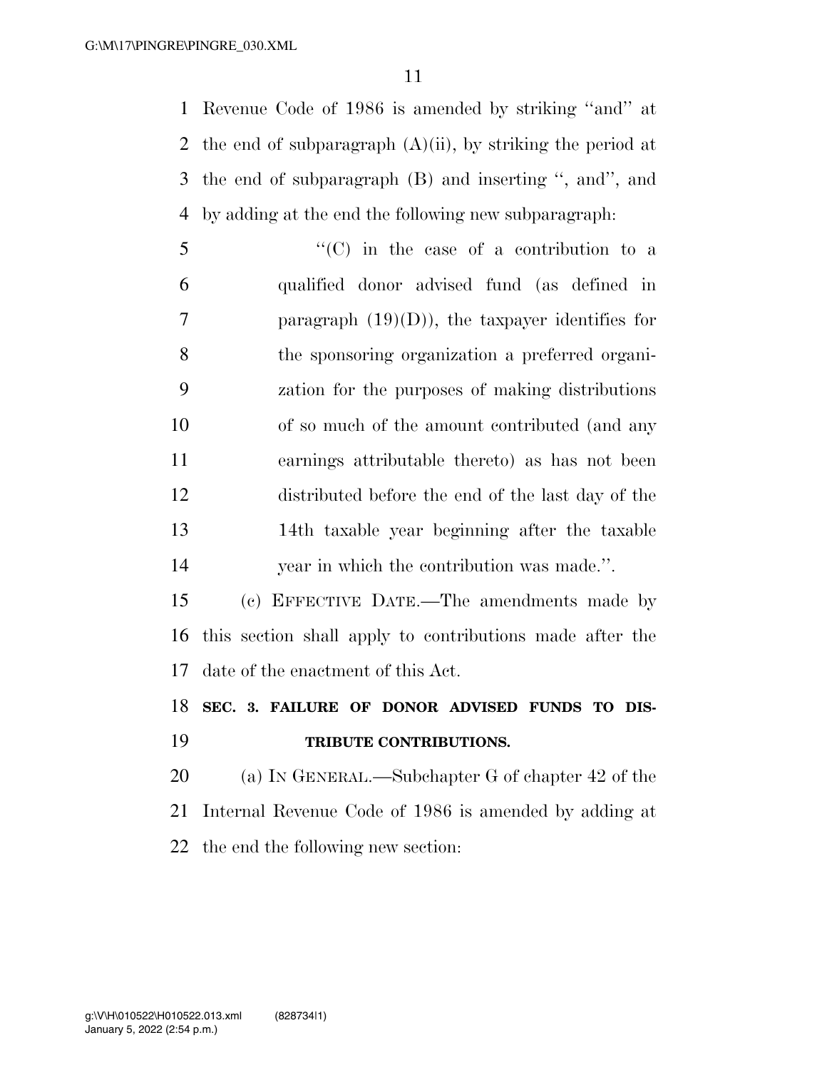Revenue Code of 1986 is amended by striking "and" at the end of subparagraph (A)(ii), by striking the period at the end of subparagraph (B) and inserting ", and", and by adding at the end the following new subparagraph:

"(C) in the case of a contribution to a qualified donor advised fund (as defined in paragraph (19)(D)), the taxpayer identifies for the sponsoring organization a preferred organization for the purposes of making distributions of so much of the amount contributed (and any earnings attributable thereto) as has not been distributed before the end of the last day of the 14th taxable year beginning after the taxable year in which the contribution was made.".

(c) EFFECTIVE DATE.—The amendments made by this section shall apply to contributions made after the date of the enactment of this Act.

**SEC. 3. FAILURE OF DONOR ADVISED FUNDS TO DISTRIBUTE CONTRIBUTIONS.**

(a) IN GENERAL.—Subchapter G of chapter 42 of the Internal Revenue Code of 1986 is amended by adding at the end the following new section: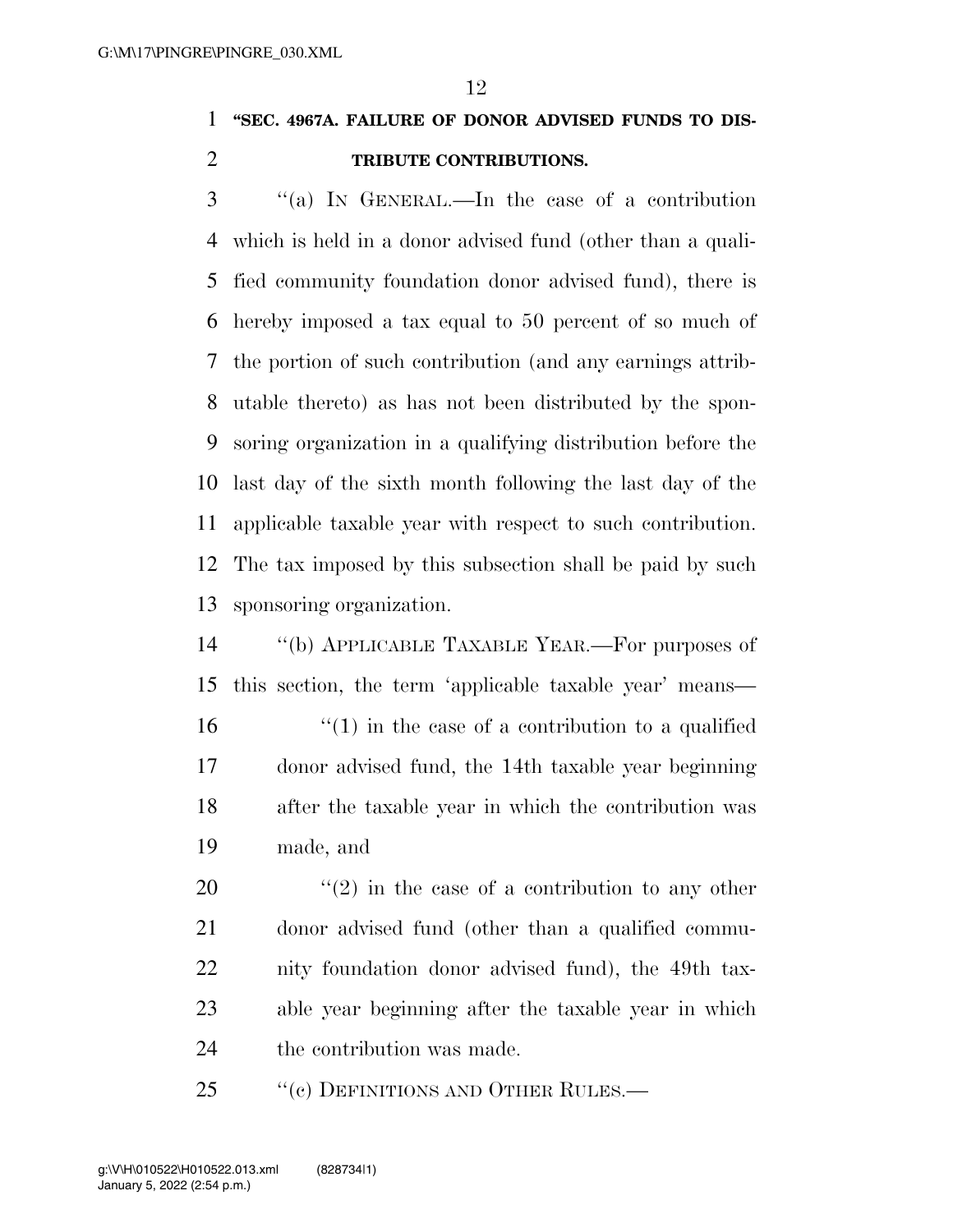**"SEC. 4967A. FAILURE OF DONOR ADVISED FUNDS TO DISTRIBUTE CONTRIBUTIONS.**

"(a) IN GENERAL.—In the case of a contribution which is held in a donor advised fund (other than a qualified community foundation donor advised fund), there is hereby imposed a tax equal to 50 percent of so much of the portion of such contribution (and any earnings attributable thereto) as has not been distributed by the sponsoring organization in a qualifying distribution before the last day of the sixth month following the last day of the applicable taxable year with respect to such contribution. The tax imposed by this subsection shall be paid by such sponsoring organization.

"(b) APPLICABLE TAXABLE YEAR.—For purposes of this section, the term 'applicable taxable year' means—

"(1) in the case of a contribution to a qualified donor advised fund, the 14th taxable year beginning after the taxable year in which the contribution was made, and

"(2) in the case of a contribution to any other donor advised fund (other than a qualified community foundation donor advised fund), the 49th taxable year beginning after the taxable year in which the contribution was made.

"(c) DEFINITIONS AND OTHER RULES.—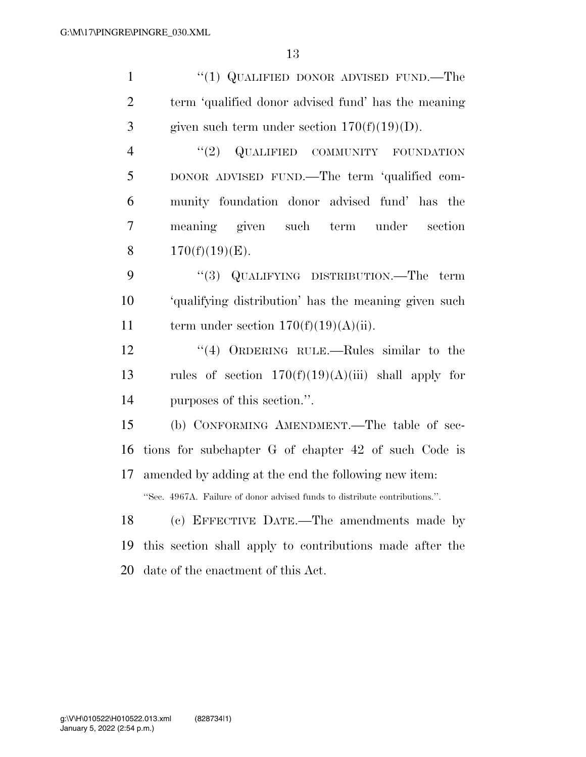"(1) QUALIFIED DONOR ADVISED FUND.—The term 'qualified donor advised fund' has the meaning given such term under section 170(f)(19)(D).

"(2) QUALIFIED COMMUNITY FOUNDATION DONOR ADVISED FUND.—The term 'qualified community foundation donor advised fund' has the meaning given such term under section 170(f)(19)(E).

"(3) QUALIFYING DISTRIBUTION.—The term 'qualifying distribution' has the meaning given such term under section 170(f)(19)(A)(ii).

"(4) ORDERING RULE.—Rules similar to the rules of section 170(f)(19)(A)(iii) shall apply for purposes of this section.".

(b) CONFORMING AMENDMENT.—The table of sections for subchapter G of chapter 42 of such Code is amended by adding at the end the following new item:

"Sec. 4967A. Failure of donor advised funds to distribute contributions.".

(c) EFFECTIVE DATE.—The amendments made by this section shall apply to contributions made after the date of the enactment of this Act.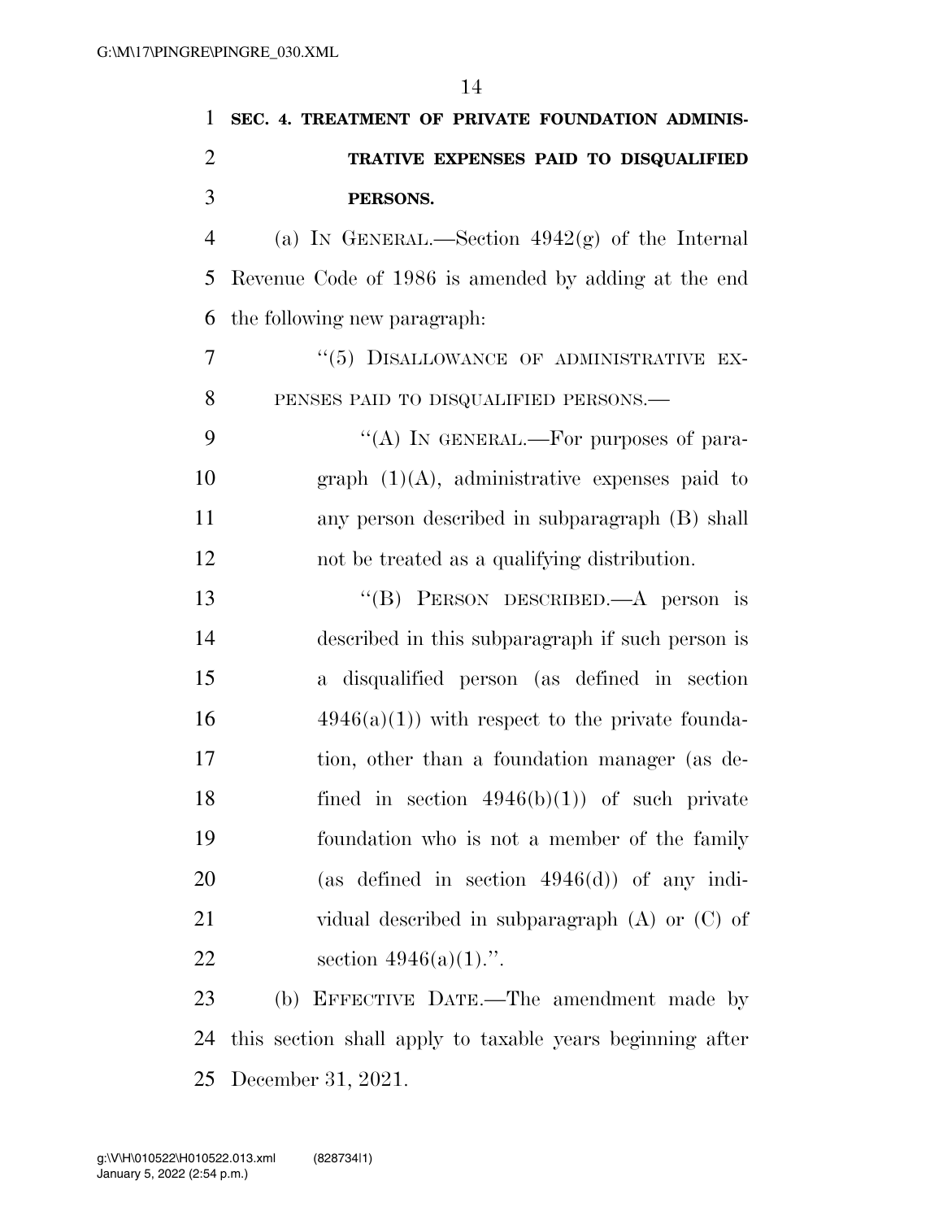**SEC. 4. TREATMENT OF PRIVATE FOUNDATION ADMINISTRATIVE EXPENSES PAID TO DISQUALIFIED PERSONS.**

(a) IN GENERAL.—Section 4942(g) of the Internal Revenue Code of 1986 is amended by adding at the end the following new paragraph:

"(5) DISALLOWANCE OF ADMINISTRATIVE EXPENSES PAID TO DISQUALIFIED PERSONS.—

"(A) IN GENERAL.—For purposes of paragraph (1)(A), administrative expenses paid to any person described in subparagraph (B) shall not be treated as a qualifying distribution.

"(B) PERSON DESCRIBED.—A person is described in this subparagraph if such person is a disqualified person (as defined in section 4946(a)(1)) with respect to the private foundation, other than a foundation manager (as defined in section 4946(b)(1)) of such private foundation who is not a member of the family (as defined in section 4946(d)) of any individual described in subparagraph (A) or (C) of section 4946(a)(1).".

(b) EFFECTIVE DATE.—The amendment made by this section shall apply to taxable years beginning after December 31, 2021.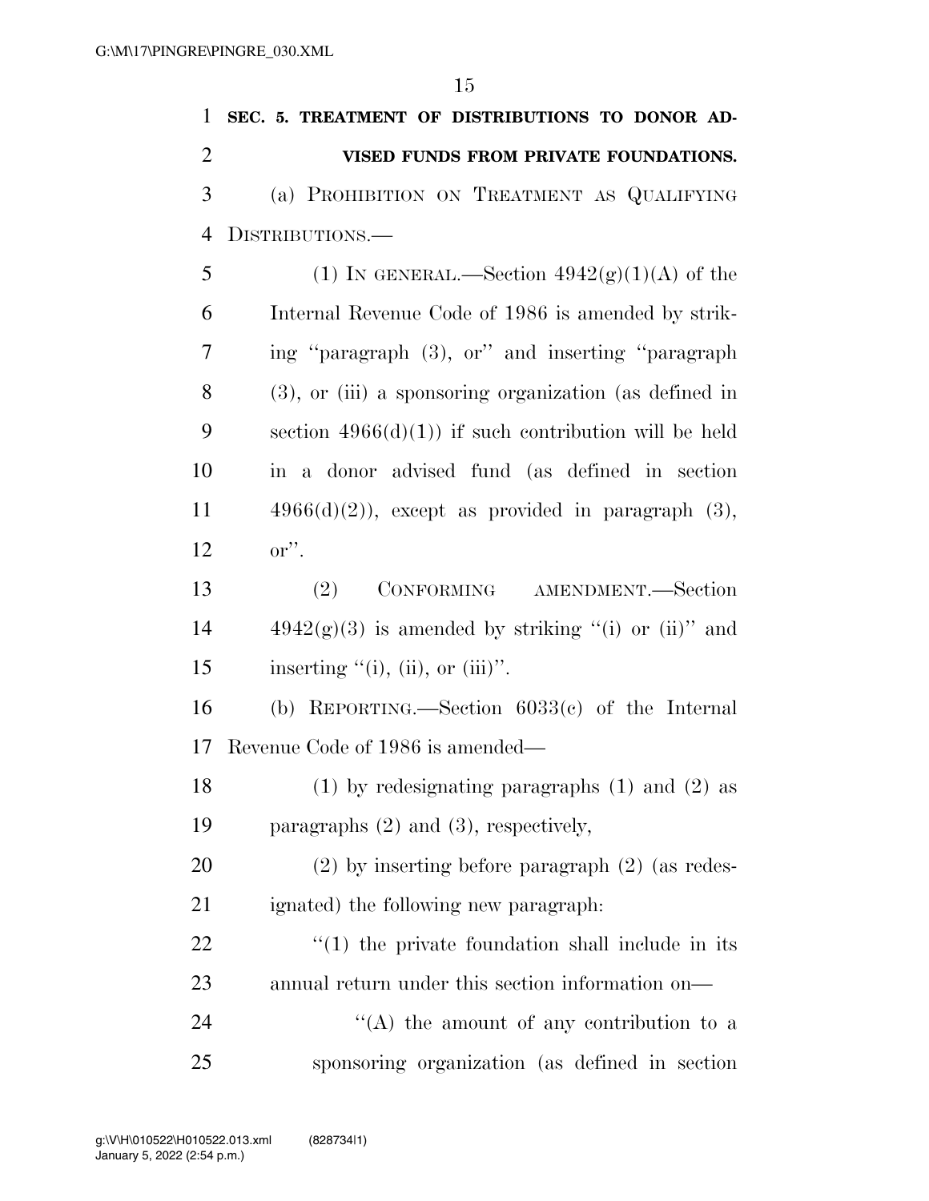**SEC. 5. TREATMENT OF DISTRIBUTIONS TO DONOR ADVISED FUNDS FROM PRIVATE FOUNDATIONS.**

(a) PROHIBITION ON TREATMENT AS QUALIFYING DISTRIBUTIONS.—

(1) IN GENERAL.—Section 4942(g)(1)(A) of the Internal Revenue Code of 1986 is amended by striking ''paragraph (3), or'' and inserting ''paragraph (3), or (iii) a sponsoring organization (as defined in section 4966(d)(1)) if such contribution will be held in a donor advised fund (as defined in section 4966(d)(2)), except as provided in paragraph (3), or''.

(2) CONFORMING AMENDMENT.—Section 4942(g)(3) is amended by striking ''(i) or (ii)'' and inserting ''(i), (ii), or (iii)''.

(b) REPORTING.—Section 6033(c) of the Internal Revenue Code of 1986 is amended—

(1) by redesignating paragraphs (1) and (2) as paragraphs (2) and (3), respectively,

(2) by inserting before paragraph (2) (as redesignated) the following new paragraph:

''(1) the private foundation shall include in its annual return under this section information on—

''(A) the amount of any contribution to a sponsoring organization (as defined in section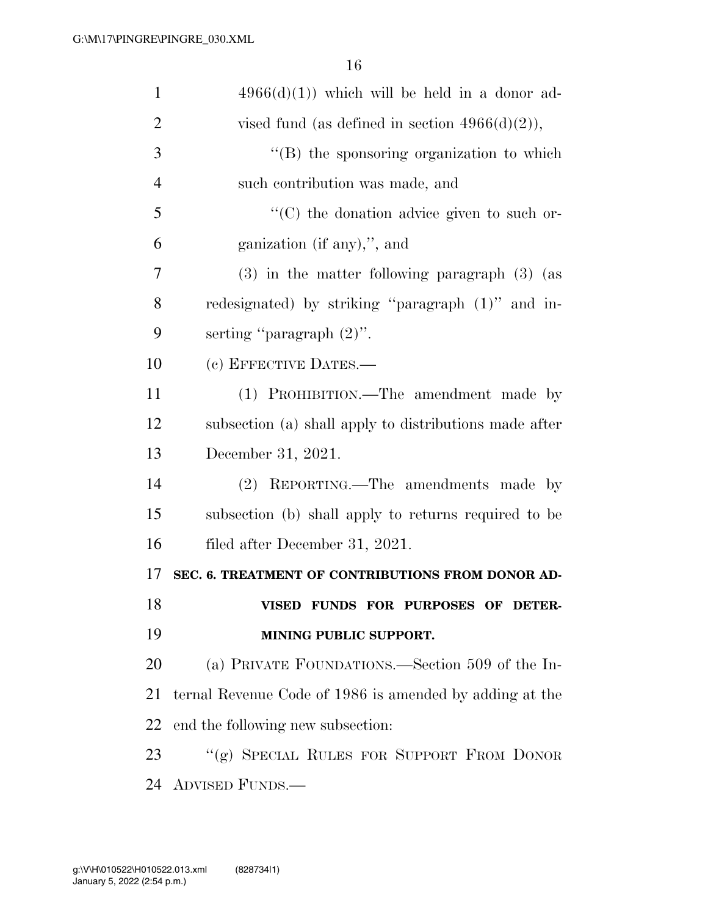4966(d)(1)) which will be held in a donor advised fund (as defined in section 4966(d)(2)),

"(B) the sponsoring organization to which such contribution was made, and

"(C) the donation advice given to such organization (if any),", and

(3) in the matter following paragraph (3) (as redesignated) by striking "paragraph (1)" and inserting "paragraph (2)".

(c) EFFECTIVE DATES.—

(1) PROHIBITION.—The amendment made by subsection (a) shall apply to distributions made after December 31, 2021.

(2) REPORTING.—The amendments made by subsection (b) shall apply to returns required to be filed after December 31, 2021.

**SEC. 6. TREATMENT OF CONTRIBUTIONS FROM DONOR ADVISED FUNDS FOR PURPOSES OF DETERMINING PUBLIC SUPPORT.**

(a) PRIVATE FOUNDATIONS.—Section 509 of the Internal Revenue Code of 1986 is amended by adding at the end the following new subsection:

"(g) SPECIAL RULES FOR SUPPORT FROM DONOR ADVISED FUNDS.—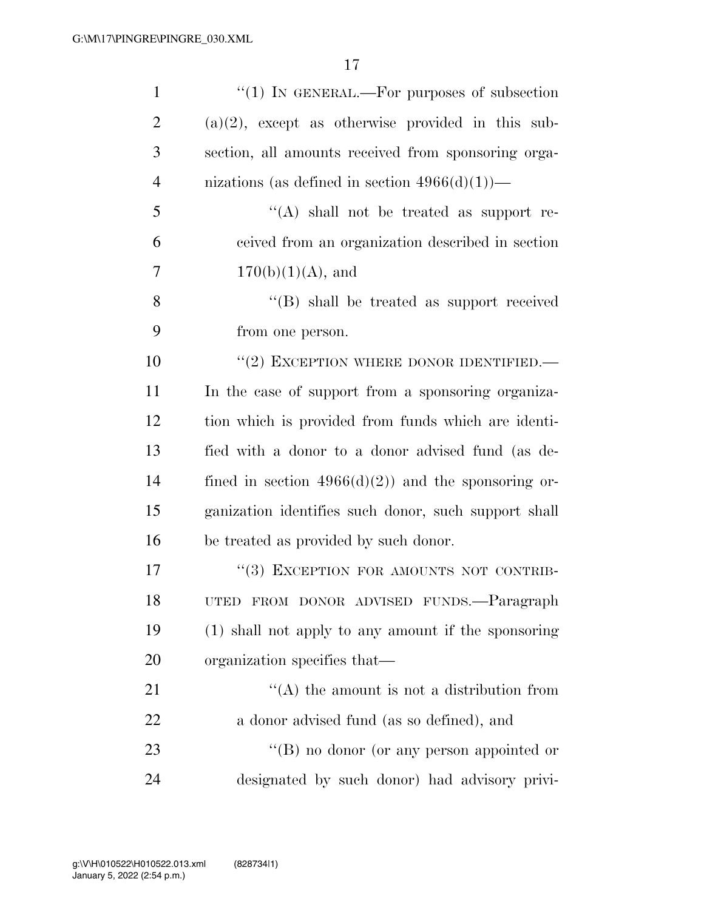"(1) IN GENERAL.—For purposes of subsection (a)(2), except as otherwise provided in this subsection, all amounts received from sponsoring organizations (as defined in section 4966(d)(1))—

"(A) shall not be treated as support received from an organization described in section 170(b)(1)(A), and

"(B) shall be treated as support received from one person.

"(2) EXCEPTION WHERE DONOR IDENTIFIED.—In the case of support from a sponsoring organization which is provided from funds which are identified with a donor to a donor advised fund (as defined in section 4966(d)(2)) and the sponsoring organization identifies such donor, such support shall be treated as provided by such donor.

"(3) EXCEPTION FOR AMOUNTS NOT CONTRIBUTED FROM DONOR ADVISED FUNDS.—Paragraph (1) shall not apply to any amount if the sponsoring organization specifies that—

"(A) the amount is not a distribution from a donor advised fund (as so defined), and

"(B) no donor (or any person appointed or designated by such donor) had advisory privi-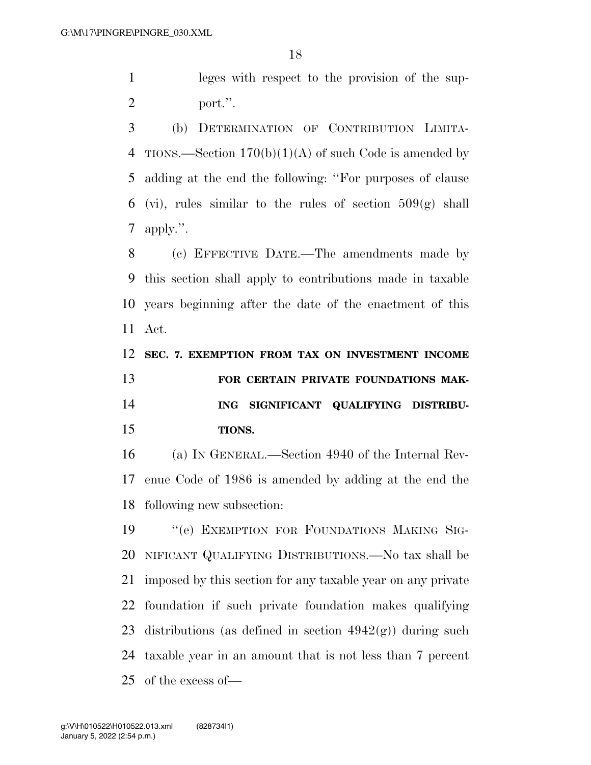leges with respect to the provision of the support.''.

(b) DETERMINATION OF CONTRIBUTION LIMITATIONS.—Section 170(b)(1)(A) of such Code is amended by adding at the end the following: ''For purposes of clause (vi), rules similar to the rules of section 509(g) shall apply.''.

(c) EFFECTIVE DATE.—The amendments made by this section shall apply to contributions made in taxable years beginning after the date of the enactment of this Act.

**SEC. 7. EXEMPTION FROM TAX ON INVESTMENT INCOME FOR CERTAIN PRIVATE FOUNDATIONS MAKING SIGNIFICANT QUALIFYING DISTRIBUTIONS.**

(a) IN GENERAL.—Section 4940 of the Internal Revenue Code of 1986 is amended by adding at the end the following new subsection:

''(e) EXEMPTION FOR FOUNDATIONS MAKING SIGNIFICANT QUALIFYING DISTRIBUTIONS.—No tax shall be imposed by this section for any taxable year on any private foundation if such private foundation makes qualifying distributions (as defined in section 4942(g)) during such taxable year in an amount that is not less than 7 percent of the excess of—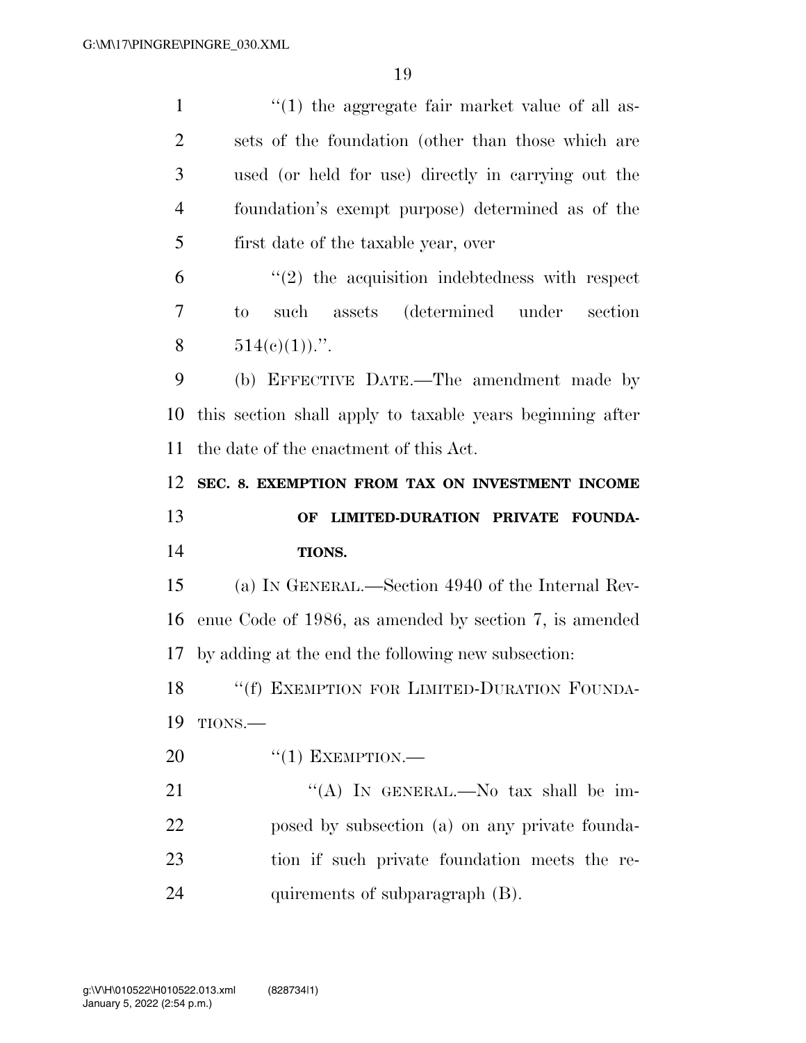"(1) the aggregate fair market value of all assets of the foundation (other than those which are used (or held for use) directly in carrying out the foundation's exempt purpose) determined as of the first date of the taxable year, over

"(2) the acquisition indebtedness with respect to such assets (determined under section 514(c)(1)).".

(b) EFFECTIVE DATE.—The amendment made by this section shall apply to taxable years beginning after the date of the enactment of this Act.

**SEC. 8. EXEMPTION FROM TAX ON INVESTMENT INCOME OF LIMITED-DURATION PRIVATE FOUNDATIONS.**

(a) IN GENERAL.—Section 4940 of the Internal Revenue Code of 1986, as amended by section 7, is amended by adding at the end the following new subsection:

"(f) EXEMPTION FOR LIMITED-DURATION FOUNDATIONS.—

"(1) EXEMPTION.—

"(A) IN GENERAL.—No tax shall be imposed by subsection (a) on any private foundation if such private foundation meets the requirements of subparagraph (B).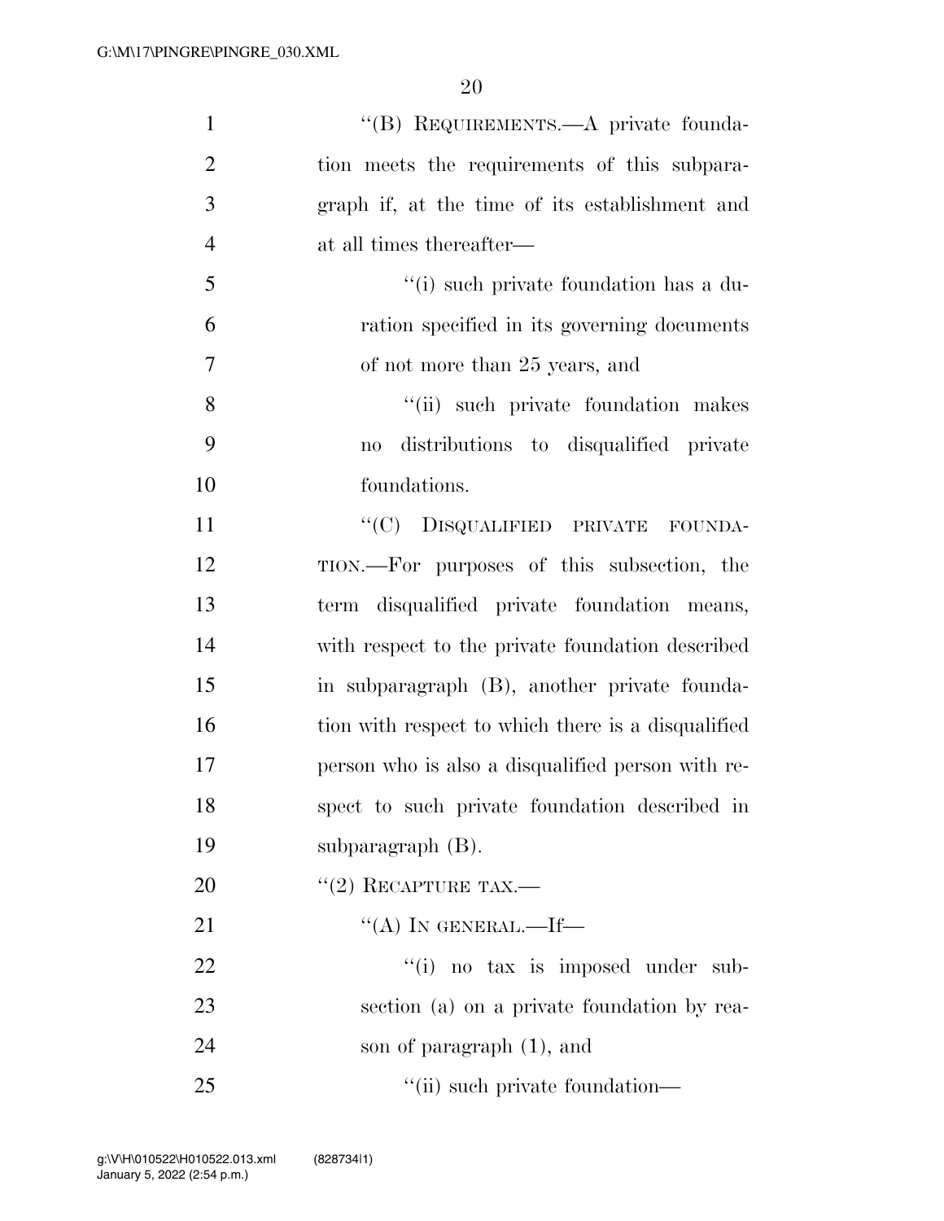"(B) REQUIREMENTS.—A private foundation meets the requirements of this subparagraph if, at the time of its establishment and at all times thereafter—

"(i) such private foundation has a duration specified in its governing documents of not more than 25 years, and

"(ii) such private foundation makes no distributions to disqualified private foundations.

"(C) DISQUALIFIED PRIVATE FOUNDATION.—For purposes of this subsection, the term disqualified private foundation means, with respect to the private foundation described in subparagraph (B), another private foundation with respect to which there is a disqualified person who is also a disqualified person with respect to such private foundation described in subparagraph (B).

"(2) RECAPTURE TAX.—

"(A) IN GENERAL.—If—

"(i) no tax is imposed under subsection (a) on a private foundation by reason of paragraph (1), and

"(ii) such private foundation—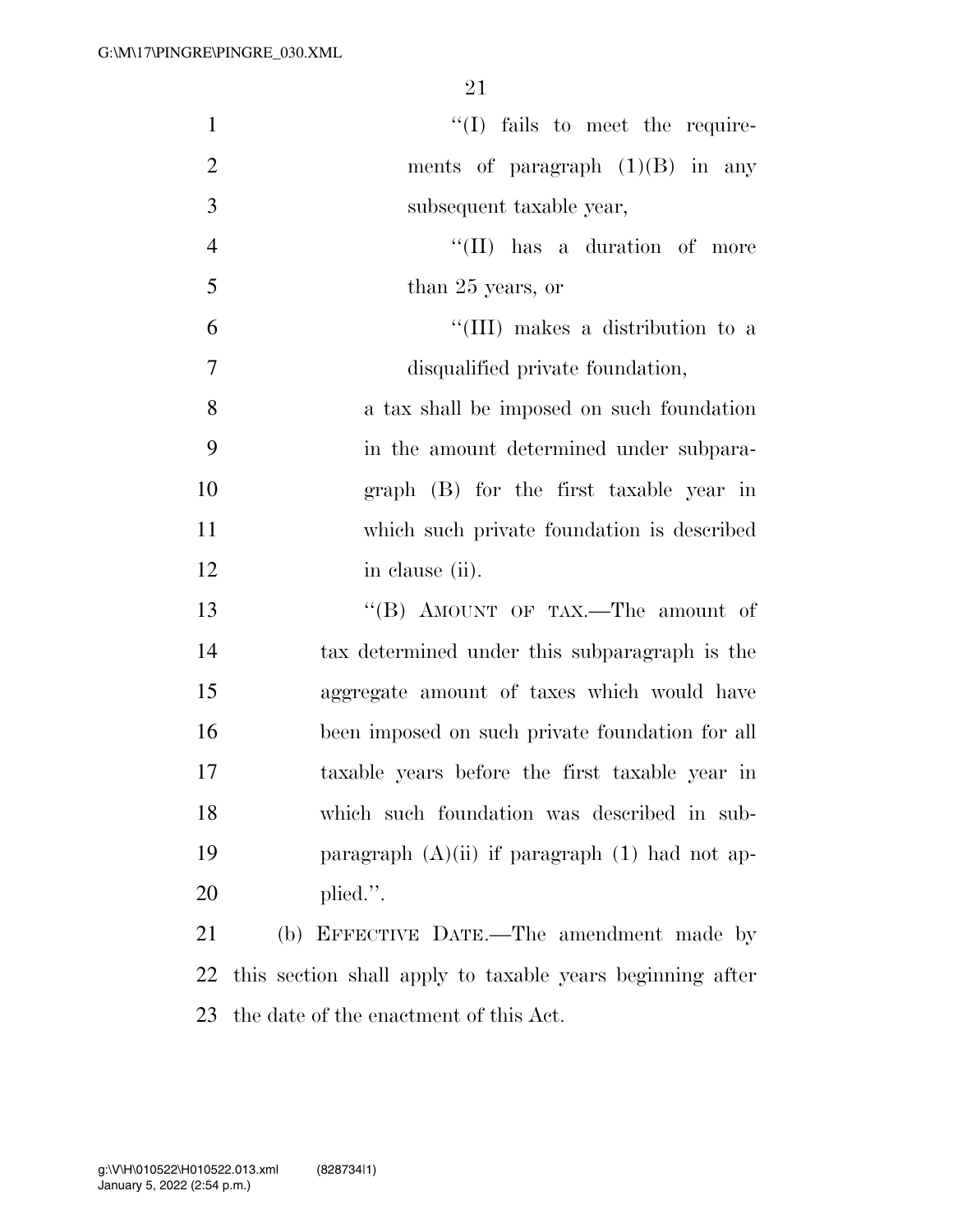''(I) fails to meet the requirements of paragraph (1)(B) in any subsequent taxable year,

''(II) has a duration of more than 25 years, or

''(III) makes a distribution to a disqualified private foundation,

a tax shall be imposed on such foundation in the amount determined under subparagraph (B) for the first taxable year in which such private foundation is described in clause (ii).

''(B) AMOUNT OF TAX.—The amount of tax determined under this subparagraph is the aggregate amount of taxes which would have been imposed on such private foundation for all taxable years before the first taxable year in which such foundation was described in subparagraph (A)(ii) if paragraph (1) had not applied.''.

(b) EFFECTIVE DATE.—The amendment made by this section shall apply to taxable years beginning after the date of the enactment of this Act.